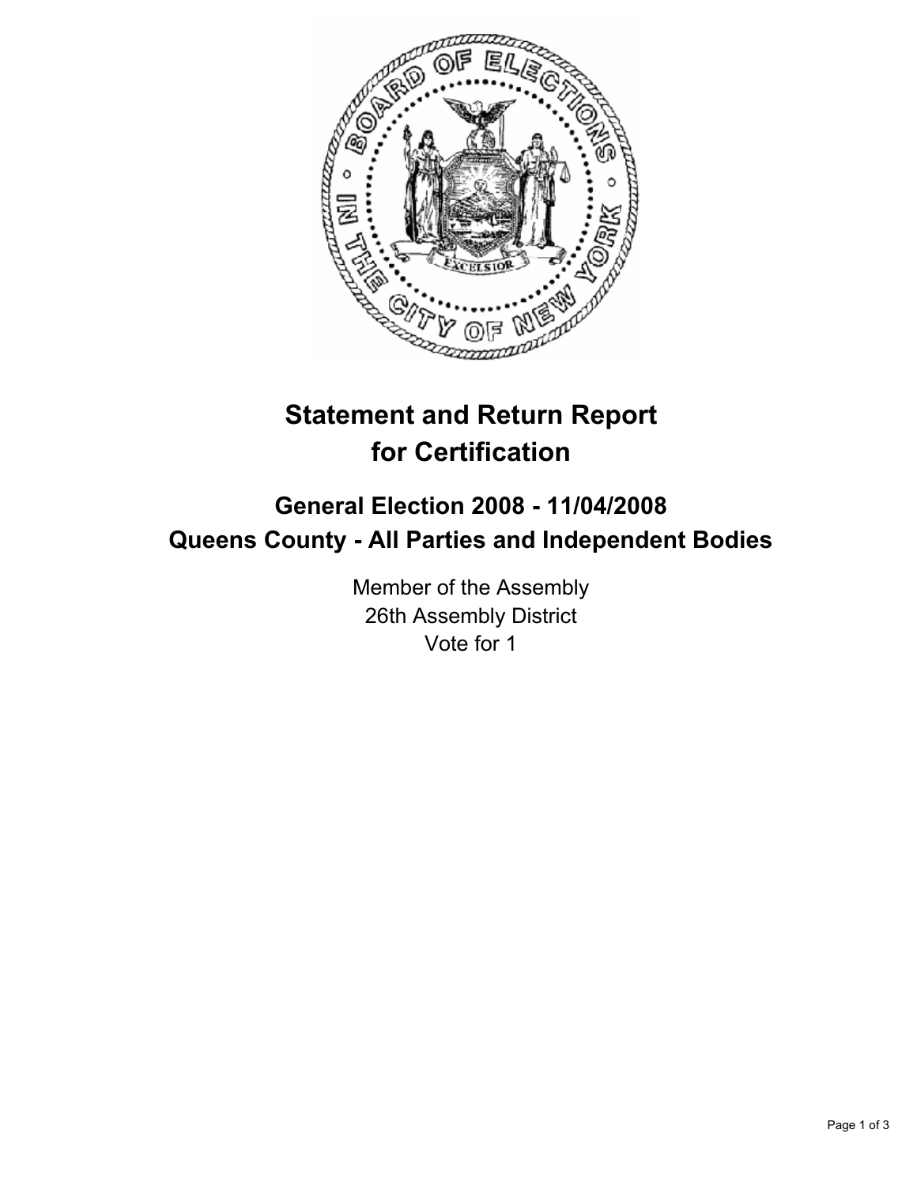# Statement and Return Report for Certification

## General Election 2008 - 11/04/2008
## Queens County - All Parties and Independent Bodies

Member of the Assembly
26th Assembly District
Vote for 1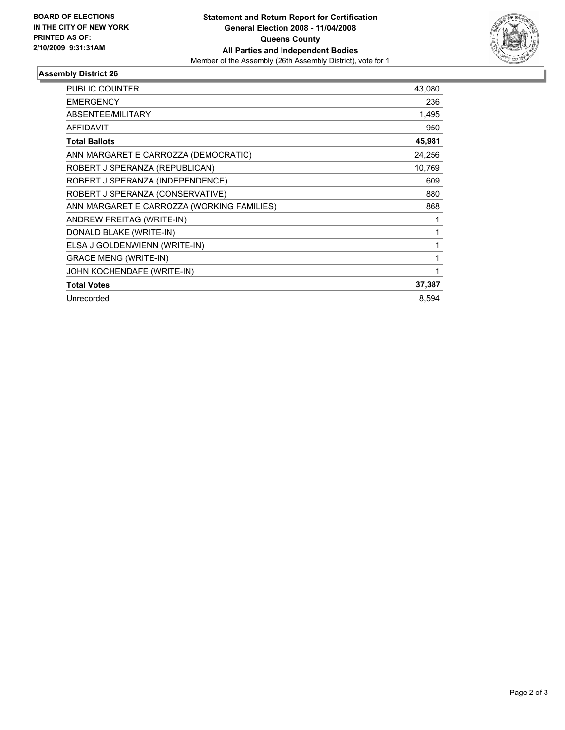**BOARD OF ELECTIONS IN THE CITY OF NEW YORK PRINTED AS OF: 2/10/2009 9:31:31AM**

**Statement and Return Report for Certification**
**General Election 2008 - 11/04/2008**
**Queens County**
**All Parties and Independent Bodies**
Member of the Assembly (26th Assembly District), vote for 1

## Assembly District 26

| | |
|---|---|
| PUBLIC COUNTER | 43,080 |
| EMERGENCY | 236 |
| ABSENTEE/MILITARY | 1,495 |
| AFFIDAVIT | 950 |
| **Total Ballots** | **45,981** |
| ANN MARGARET E CARROZZA (DEMOCRATIC) | 24,256 |
| ROBERT J SPERANZA (REPUBLICAN) | 10,769 |
| ROBERT J SPERANZA (INDEPENDENCE) | 609 |
| ROBERT J SPERANZA (CONSERVATIVE) | 880 |
| ANN MARGARET E CARROZZA (WORKING FAMILIES) | 868 |
| ANDREW FREITAG (WRITE-IN) | 1 |
| DONALD BLAKE (WRITE-IN) | 1 |
| ELSA J GOLDENWIENN (WRITE-IN) | 1 |
| GRACE MENG (WRITE-IN) | 1 |
| JOHN KOCHENDAFE (WRITE-IN) | 1 |
| **Total Votes** | **37,387** |
| Unrecorded | 8,594 |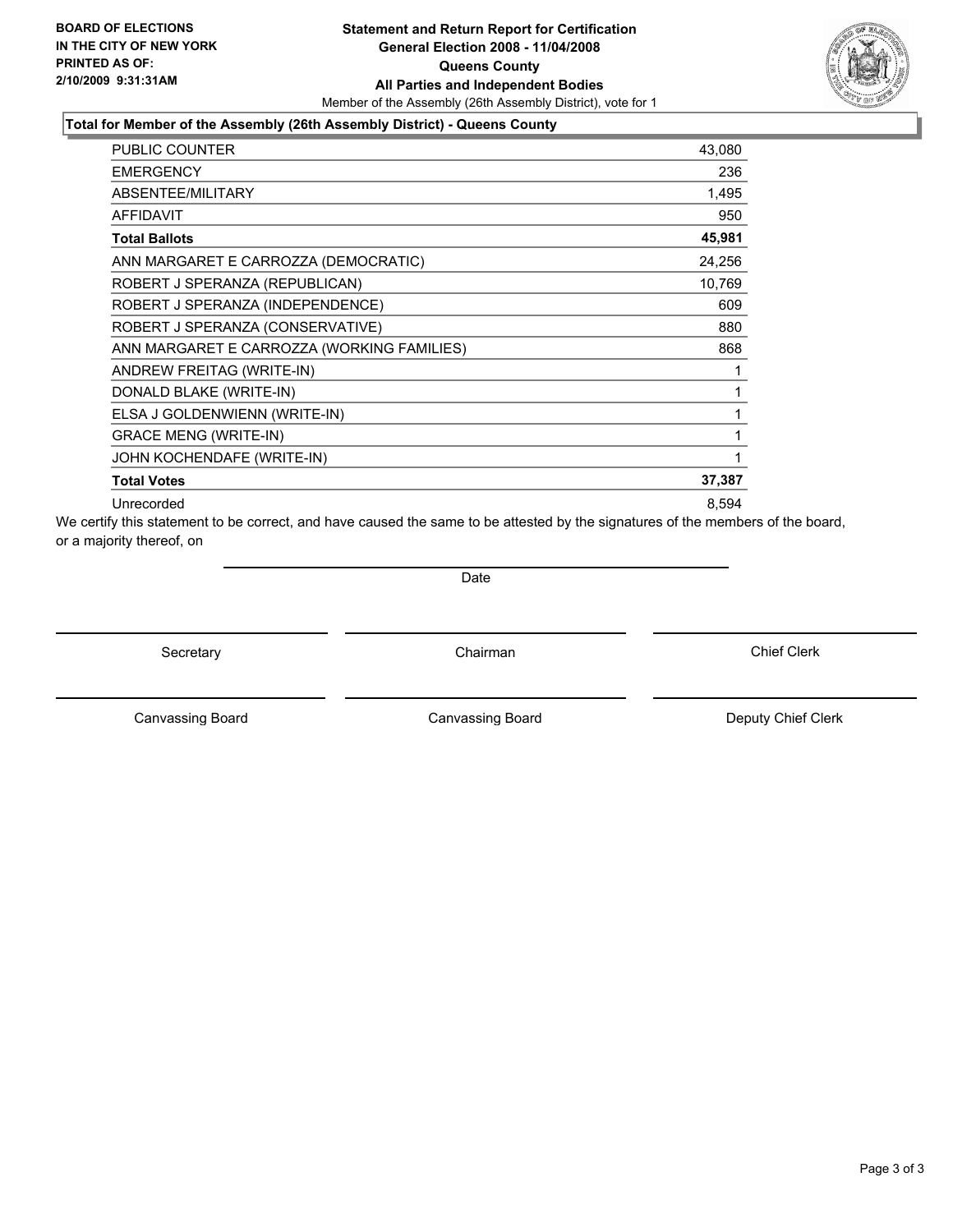**BOARD OF ELECTIONS IN THE CITY OF NEW YORK**
**PRINTED AS OF: 2/10/2009 9:31:31AM**

**Statement and Return Report for Certification**
**General Election 2008 - 11/04/2008**
**Queens County**
**All Parties and Independent Bodies**
Member of the Assembly (26th Assembly District), vote for 1

### Total for Member of the Assembly (26th Assembly District) - Queens County

| | |
|---|---|
| PUBLIC COUNTER | 43,080 |
| EMERGENCY | 236 |
| ABSENTEE/MILITARY | 1,495 |
| AFFIDAVIT | 950 |
| **Total Ballots** | **45,981** |
| ANN MARGARET E CARROZZA (DEMOCRATIC) | 24,256 |
| ROBERT J SPERANZA (REPUBLICAN) | 10,769 |
| ROBERT J SPERANZA (INDEPENDENCE) | 609 |
| ROBERT J SPERANZA (CONSERVATIVE) | 880 |
| ANN MARGARET E CARROZZA (WORKING FAMILIES) | 868 |
| ANDREW FREITAG (WRITE-IN) | 1 |
| DONALD BLAKE (WRITE-IN) | 1 |
| ELSA J GOLDENWIENN (WRITE-IN) | 1 |
| GRACE MENG (WRITE-IN) | 1 |
| JOHN KOCHENDAFE (WRITE-IN) | 1 |
| **Total Votes** | **37,387** |
| Unrecorded | 8,594 |

We certify this statement to be correct, and have caused the same to be attested by the signatures of the members of the board, or a majority thereof, on

Date

Secretary    Chairman    Chief Clerk

Canvassing Board    Canvassing Board    Deputy Chief Clerk